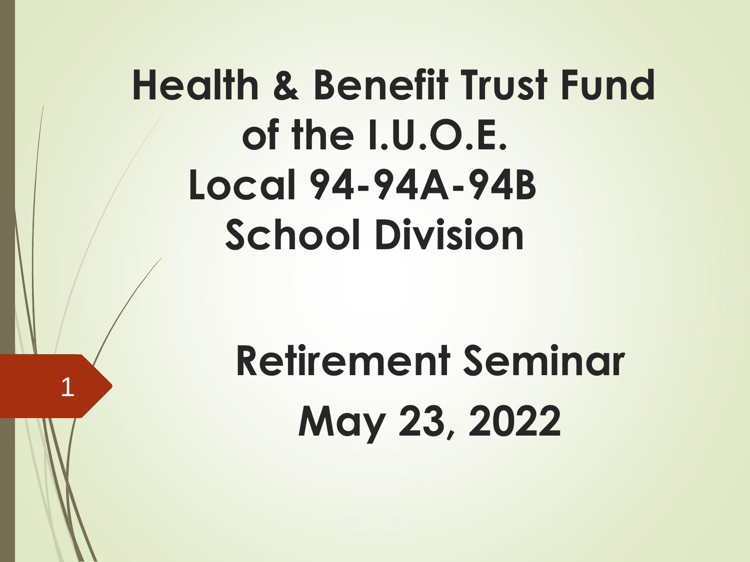# Health & Benefit Trust Fund of the I.U.O.E. Local 94-94A-94B School Division

## Retirement Seminar May 23, 2022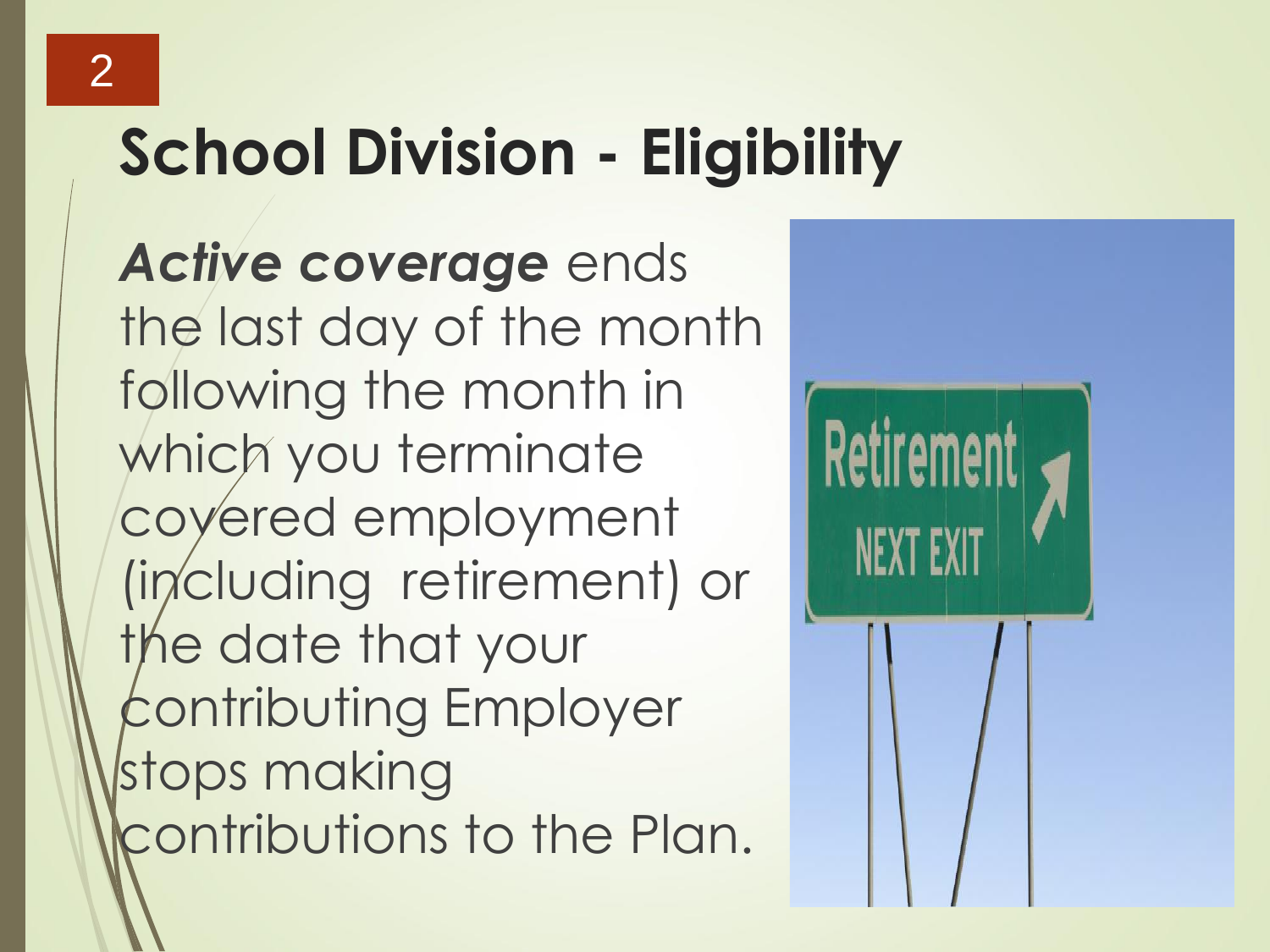# School Division - Eligibility

***Active coverage*** ends the last day of the month following the month in which you terminate covered employment (including retirement) or the date that your contributing Employer stops making contributions to the Plan.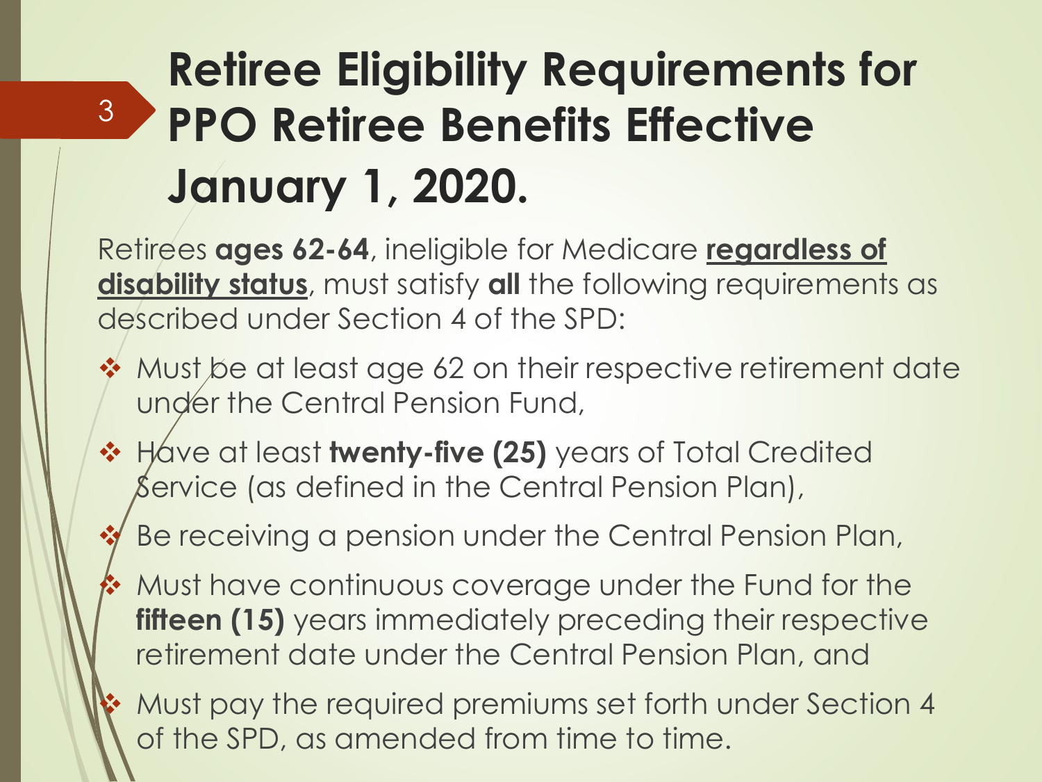# Retiree Eligibility Requirements for PPO Retiree Benefits Effective January 1, 2020.

Retirees **ages 62-64**, ineligible for Medicare **regardless of disability status**, must satisfy **all** the following requirements as described under Section 4 of the SPD:

- Must be at least age 62 on their respective retirement date under the Central Pension Fund,
- Have at least **twenty-five (25)** years of Total Credited Service (as defined in the Central Pension Plan),
- Be receiving a pension under the Central Pension Plan,
- Must have continuous coverage under the Fund for the **fifteen (15)** years immediately preceding their respective retirement date under the Central Pension Plan, and
- Must pay the required premiums set forth under Section 4 of the SPD, as amended from time to time.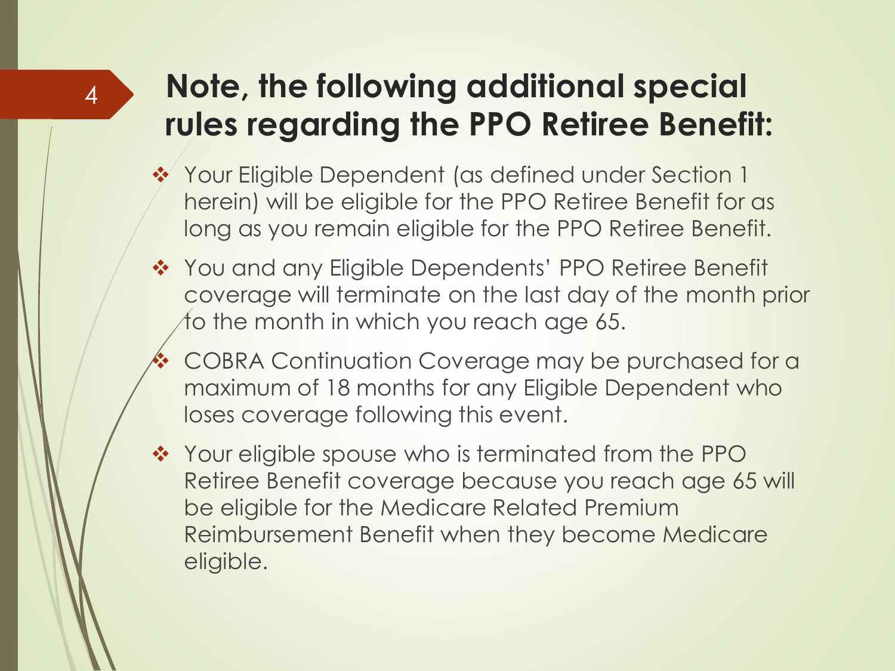## Note, the following additional special rules regarding the PPO Retiree Benefit:

- Your Eligible Dependent (as defined under Section 1 herein) will be eligible for the PPO Retiree Benefit for as long as you remain eligible for the PPO Retiree Benefit.
- You and any Eligible Dependents' PPO Retiree Benefit coverage will terminate on the last day of the month prior to the month in which you reach age 65.
- COBRA Continuation Coverage may be purchased for a maximum of 18 months for any Eligible Dependent who loses coverage following this event.
- Your eligible spouse who is terminated from the PPO Retiree Benefit coverage because you reach age 65 will be eligible for the Medicare Related Premium Reimbursement Benefit when they become Medicare eligible.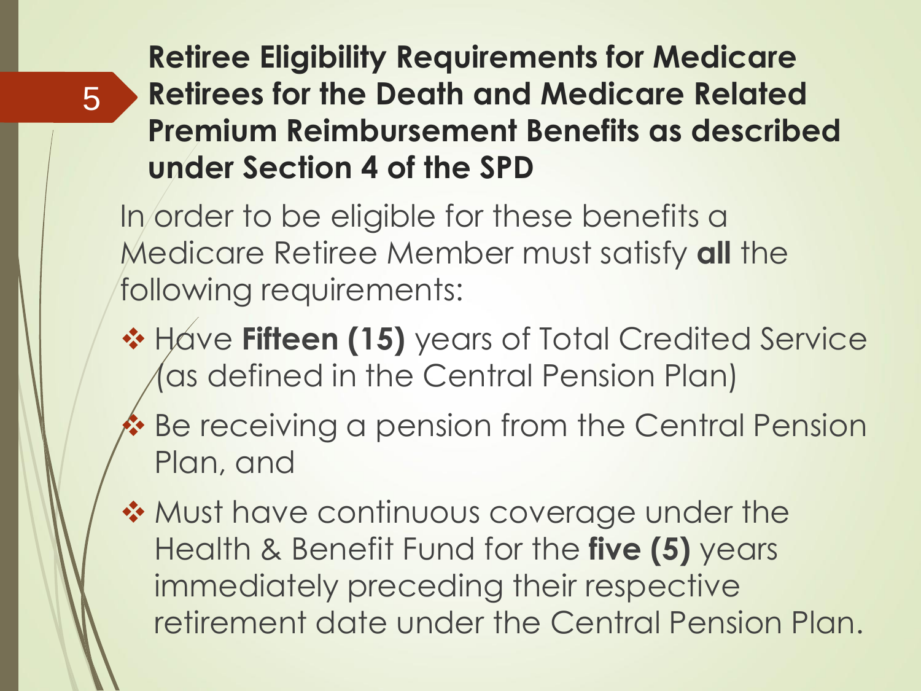## Retiree Eligibility Requirements for Medicare Retirees for the Death and Medicare Related Premium Reimbursement Benefits as described under Section 4 of the SPD

In order to be eligible for these benefits a Medicare Retiree Member must satisfy **all** the following requirements:

- Have **Fifteen (15)** years of Total Credited Service (as defined in the Central Pension Plan)
- Be receiving a pension from the Central Pension Plan, and
- Must have continuous coverage under the Health & Benefit Fund for the **five (5)** years immediately preceding their respective retirement date under the Central Pension Plan.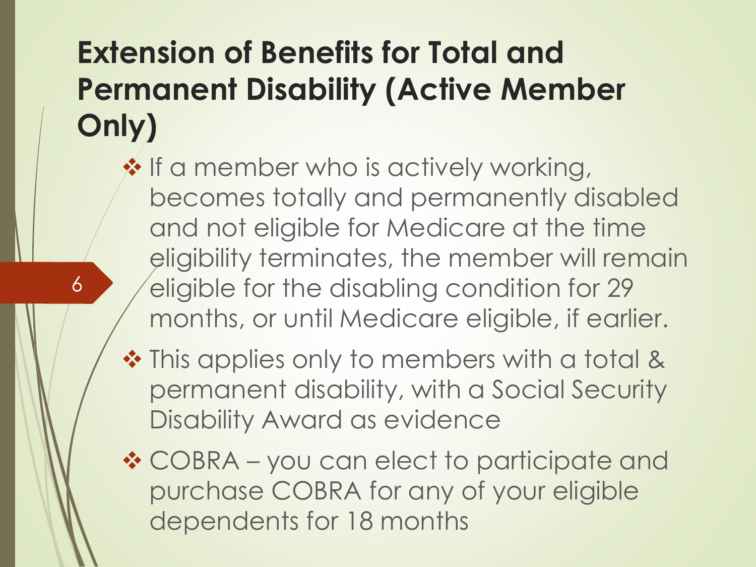# Extension of Benefits for Total and Permanent Disability (Active Member Only)

- If a member who is actively working, becomes totally and permanently disabled and not eligible for Medicare at the time eligibility terminates, the member will remain eligible for the disabling condition for 29 months, or until Medicare eligible, if earlier.
- This applies only to members with a total & permanent disability, with a Social Security Disability Award as evidence
- COBRA – you can elect to participate and purchase COBRA for any of your eligible dependents for 18 months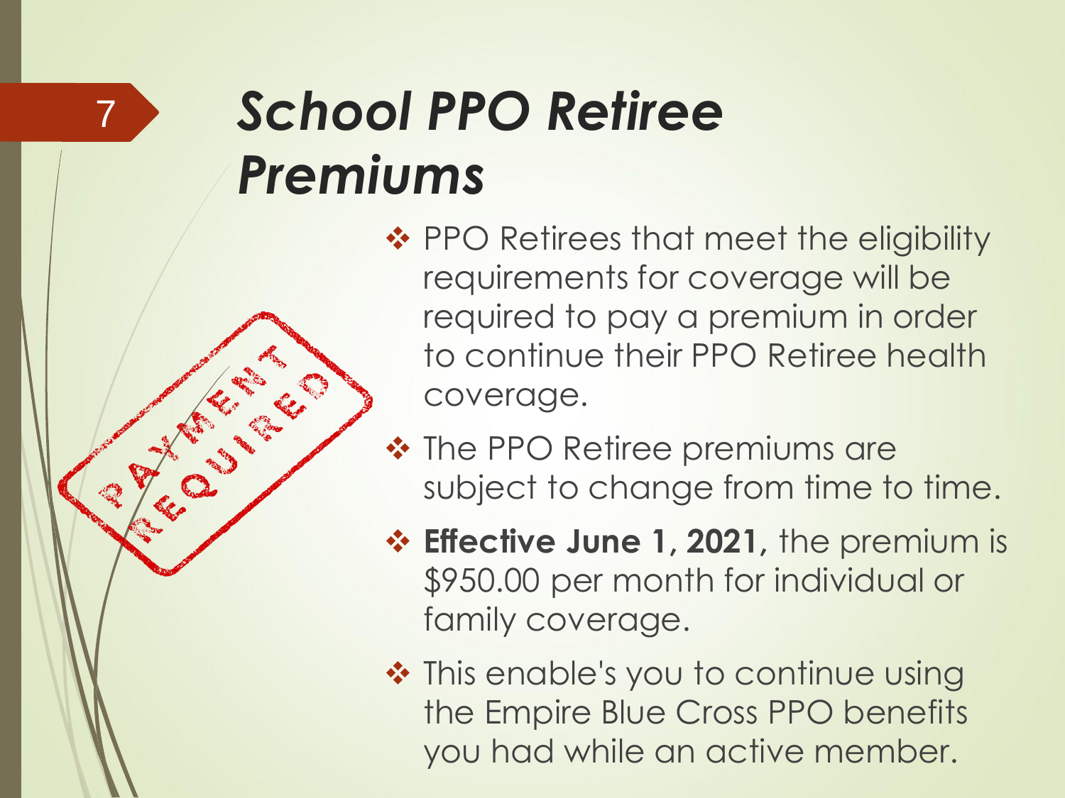# *School PPO Retiree Premiums*

- PPO Retirees that meet the eligibility requirements for coverage will be required to pay a premium in order to continue their PPO Retiree health coverage.
- The PPO Retiree premiums are subject to change from time to time.
- **Effective June 1, 2021,** the premium is $950.00 per month for individual or family coverage.
- This enable's you to continue using the Empire Blue Cross PPO benefits you had while an active member.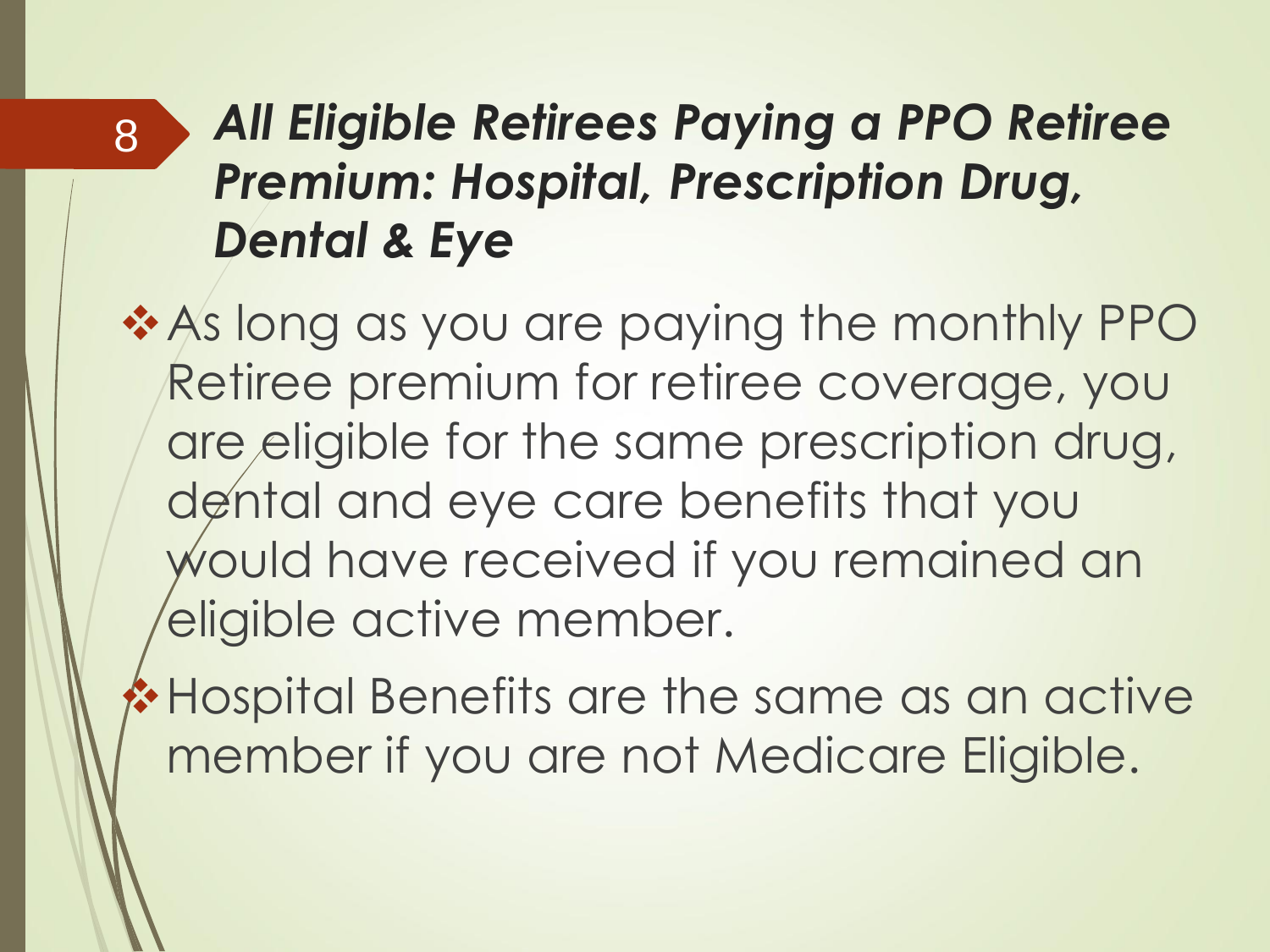## *All Eligible Retirees Paying a PPO Retiree Premium: Hospital, Prescription Drug, Dental & Eye*

- As long as you are paying the monthly PPO Retiree premium for retiree coverage, you are eligible for the same prescription drug, dental and eye care benefits that you would have received if you remained an eligible active member.
- Hospital Benefits are the same as an active member if you are not Medicare Eligible.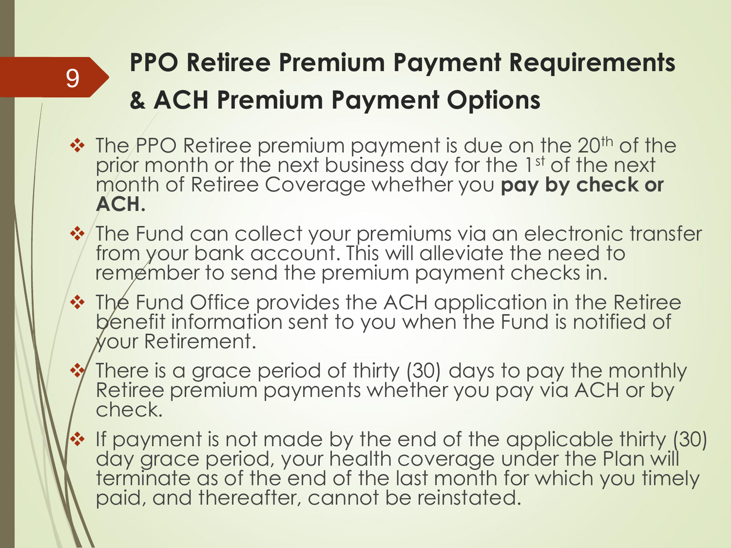# PPO Retiree Premium Payment Requirements & ACH Premium Payment Options

- The PPO Retiree premium payment is due on the 20th of the prior month or the next business day for the 1st of the next month of Retiree Coverage whether you **pay by check or ACH.**
- The Fund can collect your premiums via an electronic transfer from your bank account. This will alleviate the need to remember to send the premium payment checks in.
- The Fund Office provides the ACH application in the Retiree benefit information sent to you when the Fund is notified of your Retirement.
- There is a grace period of thirty (30) days to pay the monthly Retiree premium payments whether you pay via ACH or by check.
- If payment is not made by the end of the applicable thirty (30) day grace period, your health coverage under the Plan will terminate as of the end of the last month for which you timely paid, and thereafter, cannot be reinstated.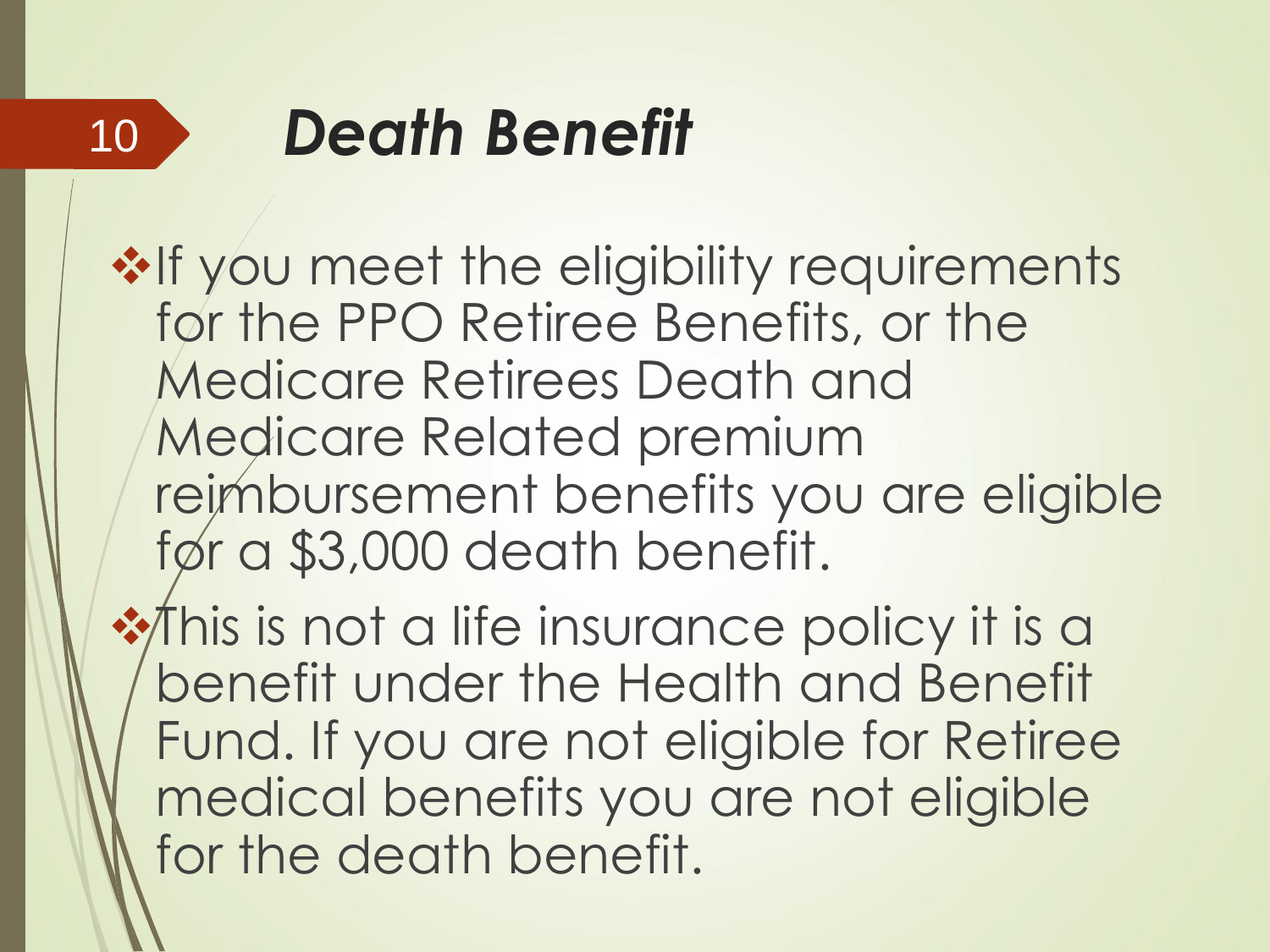# *Death Benefit*

- If you meet the eligibility requirements for the PPO Retiree Benefits, or the Medicare Retirees Death and Medicare Related premium reimbursement benefits you are eligible for a $3,000 death benefit.
- This is not a life insurance policy it is a benefit under the Health and Benefit Fund. If you are not eligible for Retiree medical benefits you are not eligible for the death benefit.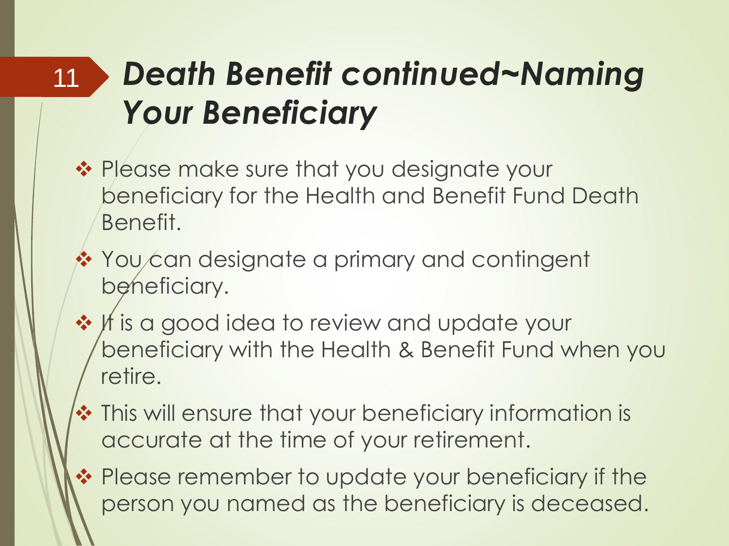# *Death Benefit continued~Naming Your Beneficiary*

- Please make sure that you designate your beneficiary for the Health and Benefit Fund Death Benefit.
- You can designate a primary and contingent beneficiary.
- It is a good idea to review and update your beneficiary with the Health & Benefit Fund when you retire.
- This will ensure that your beneficiary information is accurate at the time of your retirement.
- Please remember to update your beneficiary if the person you named as the beneficiary is deceased.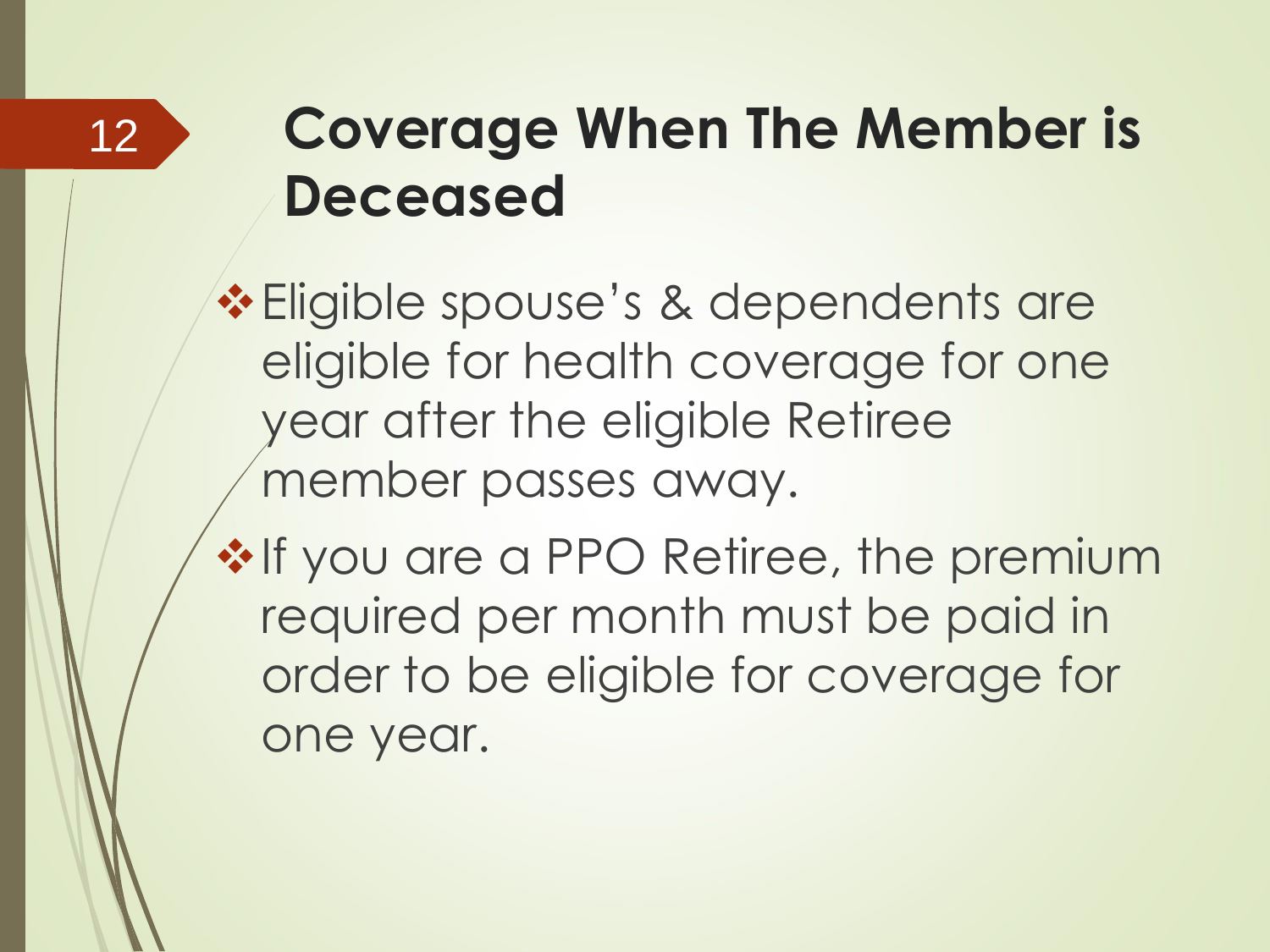# Coverage When The Member is Deceased

- Eligible spouse's & dependents are eligible for health coverage for one year after the eligible Retiree member passes away.
- If you are a PPO Retiree, the premium required per month must be paid in order to be eligible for coverage for one year.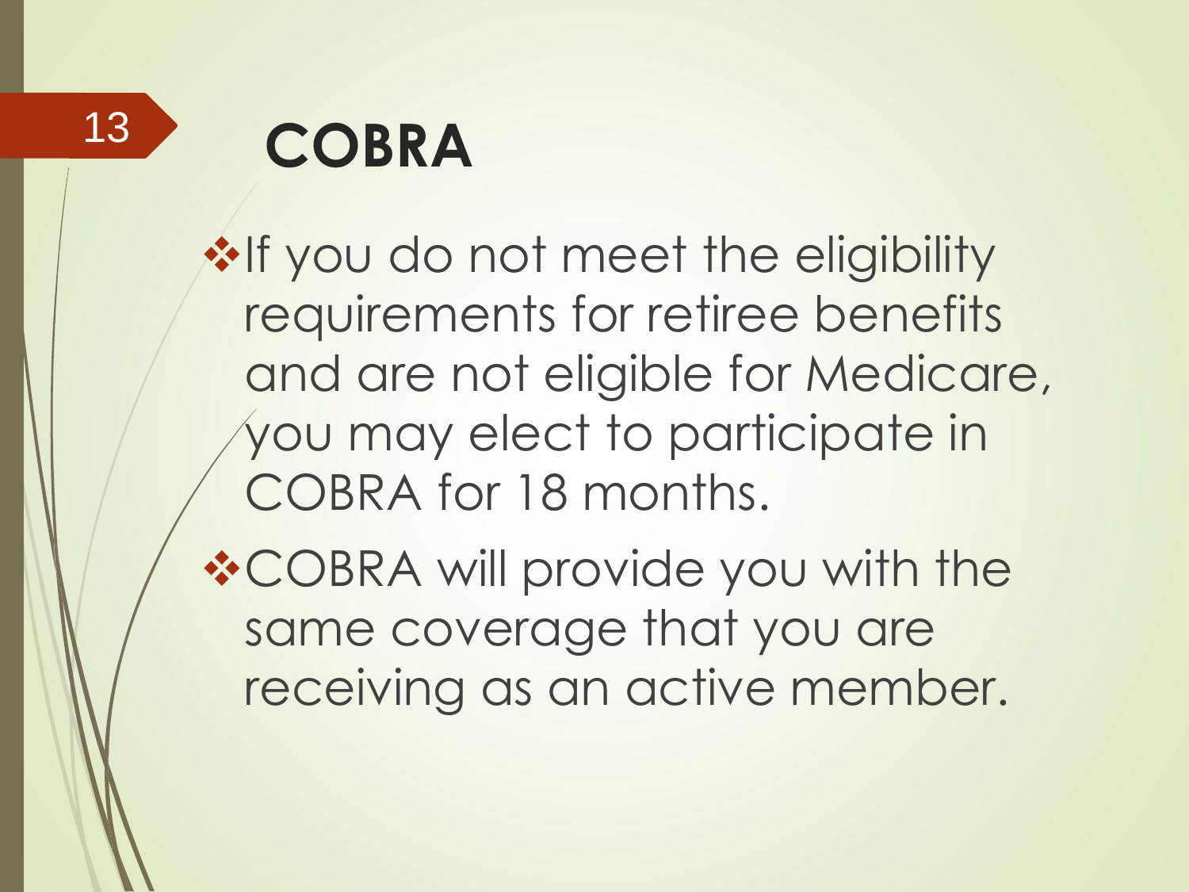# COBRA

- If you do not meet the eligibility requirements for retiree benefits and are not eligible for Medicare, you may elect to participate in COBRA for 18 months.
- COBRA will provide you with the same coverage that you are receiving as an active member.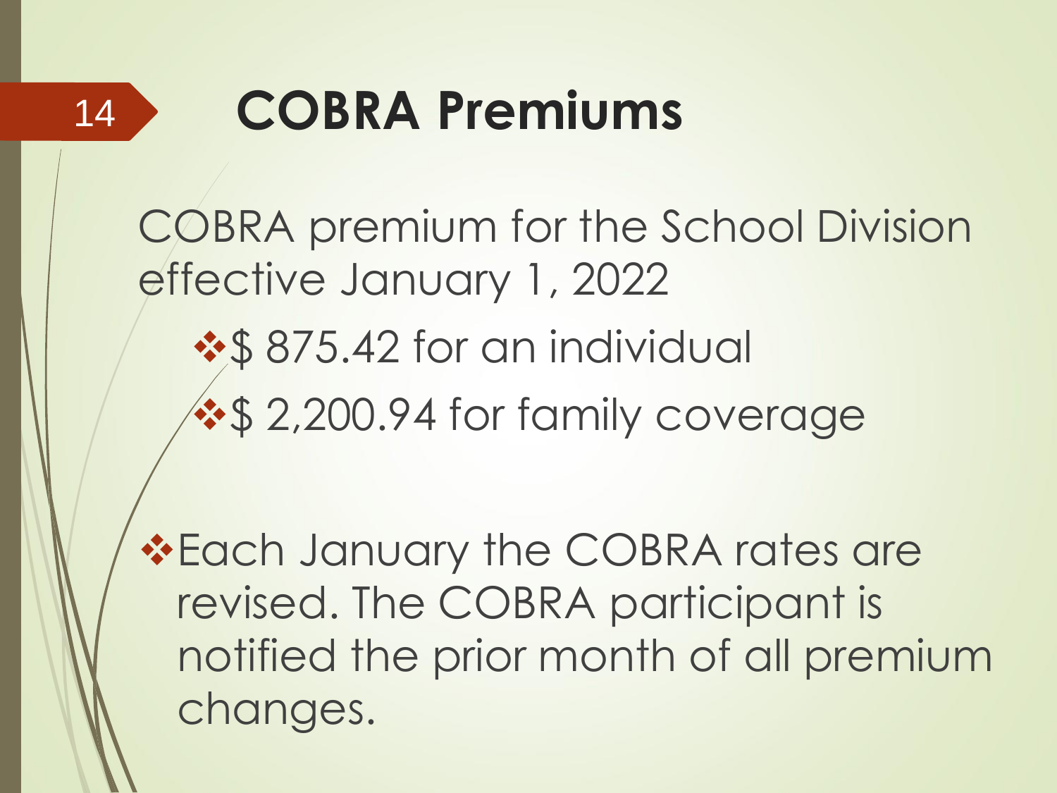# COBRA Premiums

COBRA premium for the School Division effective January 1, 2022

- $ 875.42 for an individual
- $ 2,200.94 for family coverage

- Each January the COBRA rates are revised. The COBRA participant is notified the prior month of all premium changes.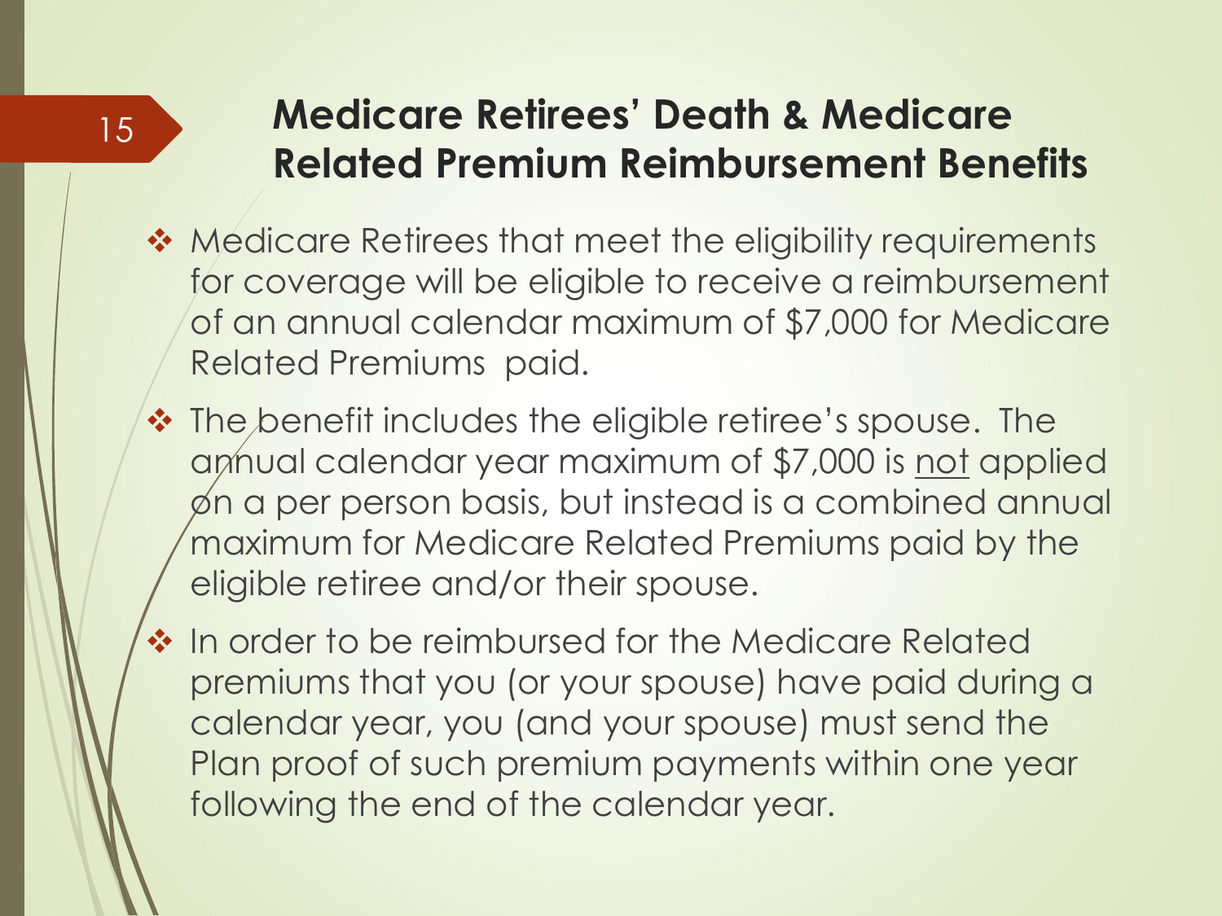## Medicare Retirees' Death & Medicare Related Premium Reimbursement Benefits

- Medicare Retirees that meet the eligibility requirements for coverage will be eligible to receive a reimbursement of an annual calendar maximum of $7,000 for Medicare Related Premiums  paid.
- The benefit includes the eligible retiree's spouse.  The annual calendar year maximum of $7,000 is <u>not</u> applied on a per person basis, but instead is a combined annual maximum for Medicare Related Premiums paid by the eligible retiree and/or their spouse.
- In order to be reimbursed for the Medicare Related premiums that you (or your spouse) have paid during a calendar year, you (and your spouse) must send the Plan proof of such premium payments within one year following the end of the calendar year.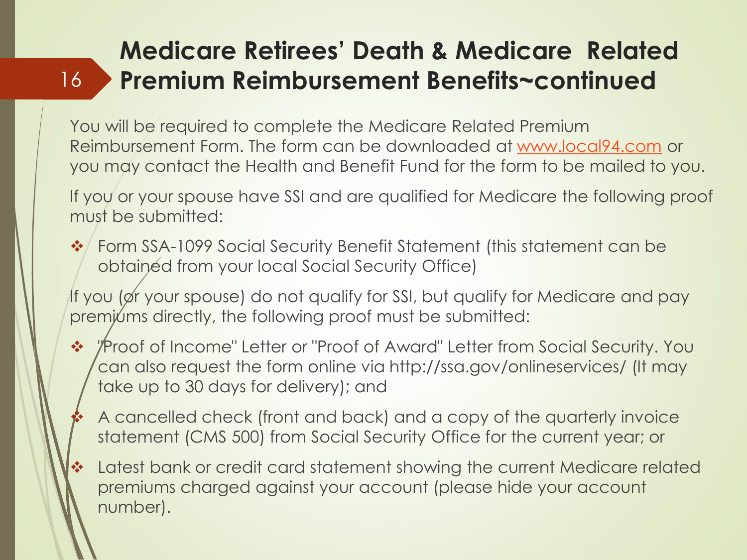# Medicare Retirees' Death & Medicare Related Premium Reimbursement Benefits~continued

You will be required to complete the Medicare Related Premium Reimbursement Form. The form can be downloaded at [www.local94.com](http://www.local94.com) or you may contact the Health and Benefit Fund for the form to be mailed to you.

If you or your spouse have SSI and are qualified for Medicare the following proof must be submitted:

- Form SSA-1099 Social Security Benefit Statement (this statement can be obtained from your local Social Security Office)

If you (or your spouse) do not qualify for SSI, but qualify for Medicare and pay premiums directly, the following proof must be submitted:

- "Proof of Income" Letter or "Proof of Award" Letter from Social Security. You can also request the form online via http://ssa.gov/onlineservices/ (It may take up to 30 days for delivery); and
- A cancelled check (front and back) and a copy of the quarterly invoice statement (CMS 500) from Social Security Office for the current year; or
- Latest bank or credit card statement showing the current Medicare related premiums charged against your account (please hide your account number).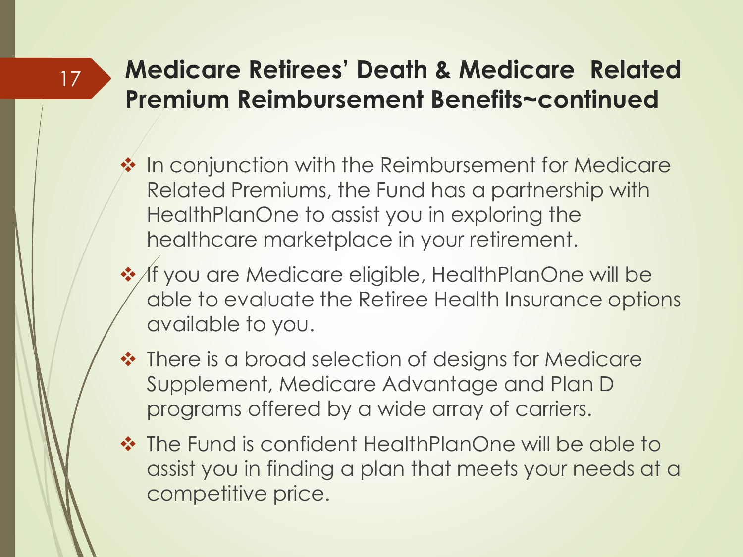# Medicare Retirees' Death & Medicare Related Premium Reimbursement Benefits~continued

- In conjunction with the Reimbursement for Medicare Related Premiums, the Fund has a partnership with HealthPlanOne to assist you in exploring the healthcare marketplace in your retirement.
- If you are Medicare eligible, HealthPlanOne will be able to evaluate the Retiree Health Insurance options available to you.
- There is a broad selection of designs for Medicare Supplement, Medicare Advantage and Plan D programs offered by a wide array of carriers.
- The Fund is confident HealthPlanOne will be able to assist you in finding a plan that meets your needs at a competitive price.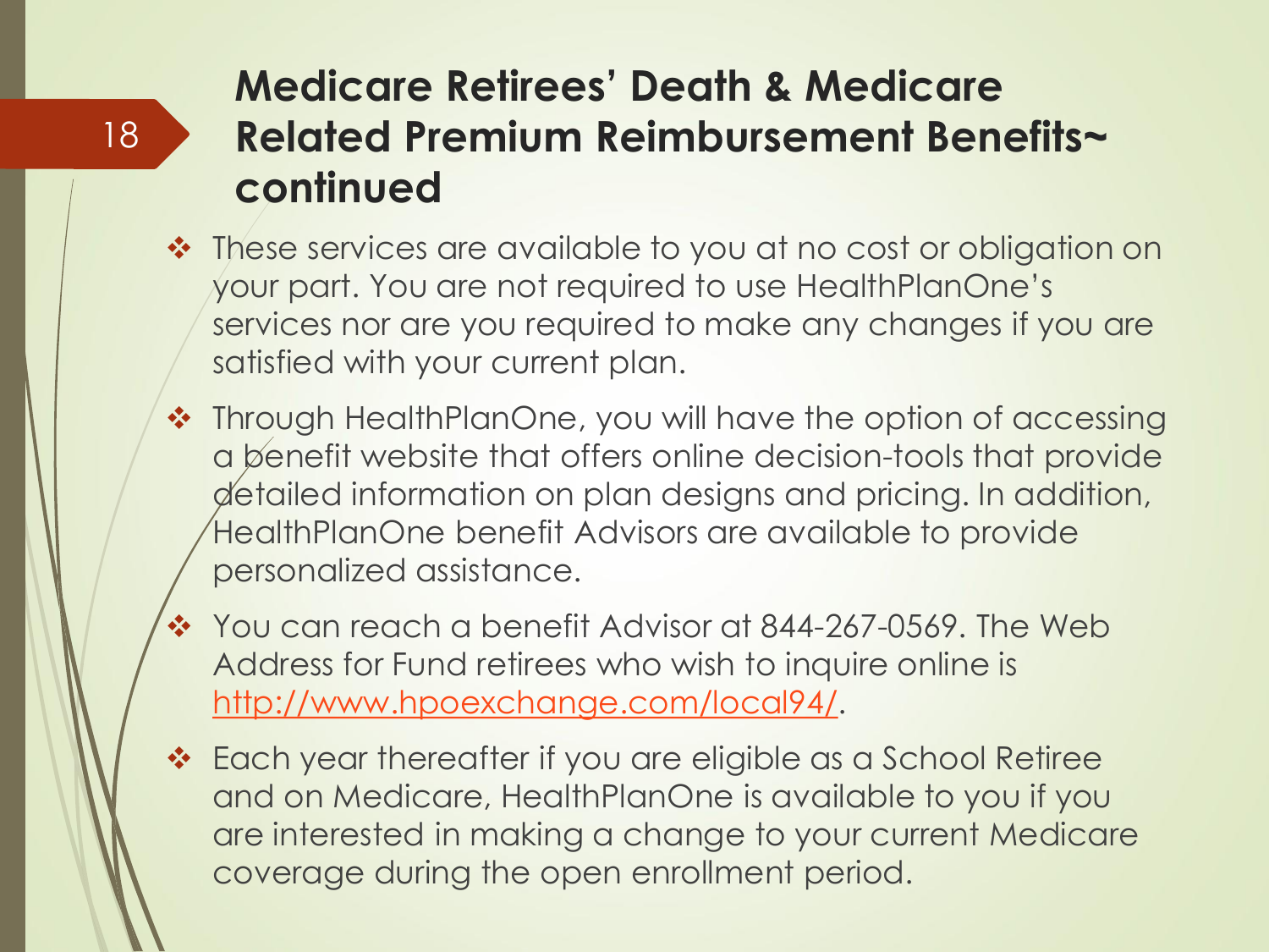## Medicare Retirees' Death & Medicare Related Premium Reimbursement Benefits~ continued

- These services are available to you at no cost or obligation on your part. You are not required to use HealthPlanOne's services nor are you required to make any changes if you are satisfied with your current plan.
- Through HealthPlanOne, you will have the option of accessing a benefit website that offers online decision-tools that provide detailed information on plan designs and pricing. In addition, HealthPlanOne benefit Advisors are available to provide personalized assistance.
- You can reach a benefit Advisor at 844-267-0569. The Web Address for Fund retirees who wish to inquire online is [http://www.hpoexchange.com/local94/](http://www.hpoexchange.com/local94/).
- Each year thereafter if you are eligible as a School Retiree and on Medicare, HealthPlanOne is available to you if you are interested in making a change to your current Medicare coverage during the open enrollment period.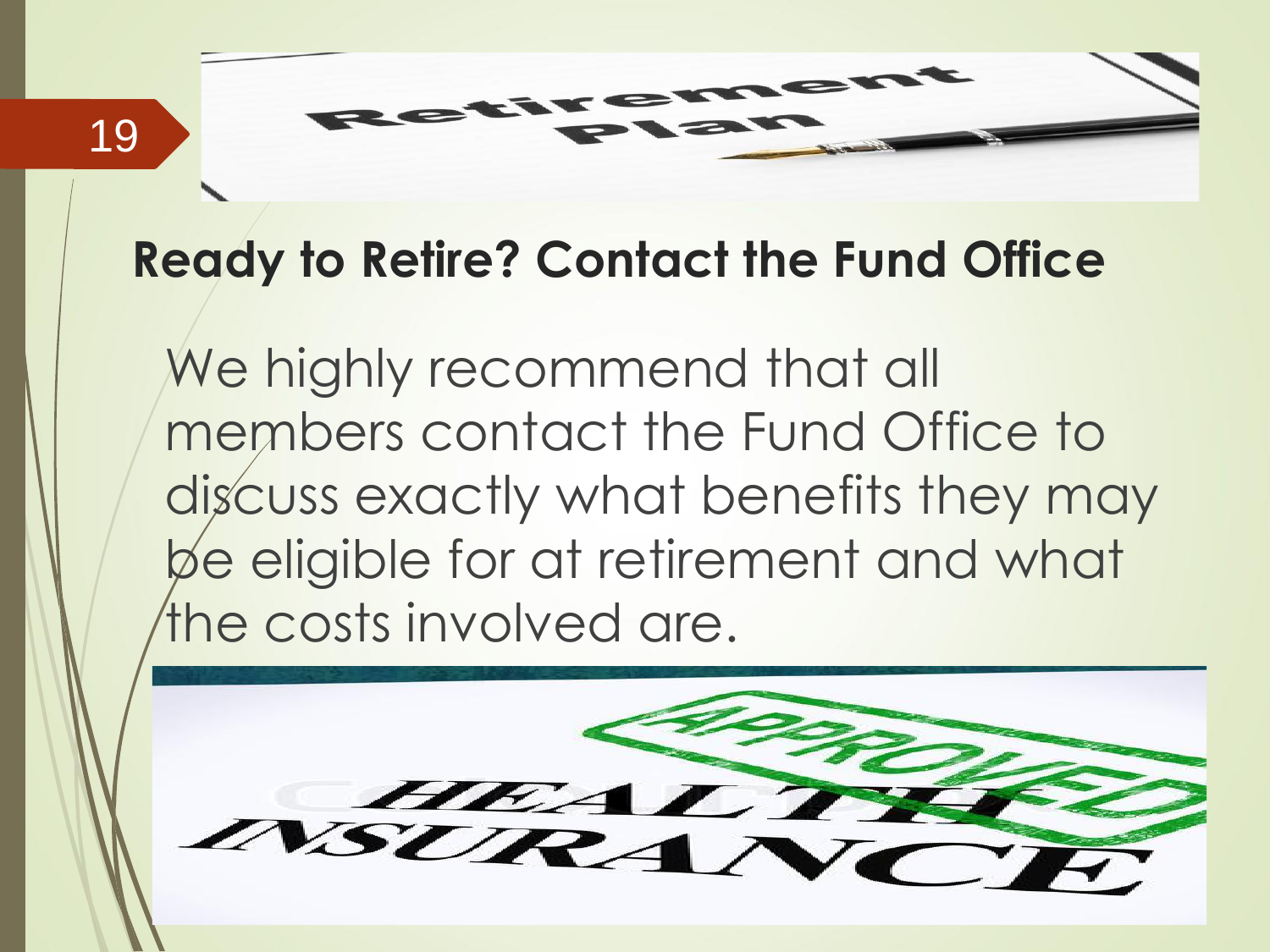## Ready to Retire? Contact the Fund Office

We highly recommend that all members contact the Fund Office to discuss exactly what benefits they may be eligible for at retirement and what the costs involved are.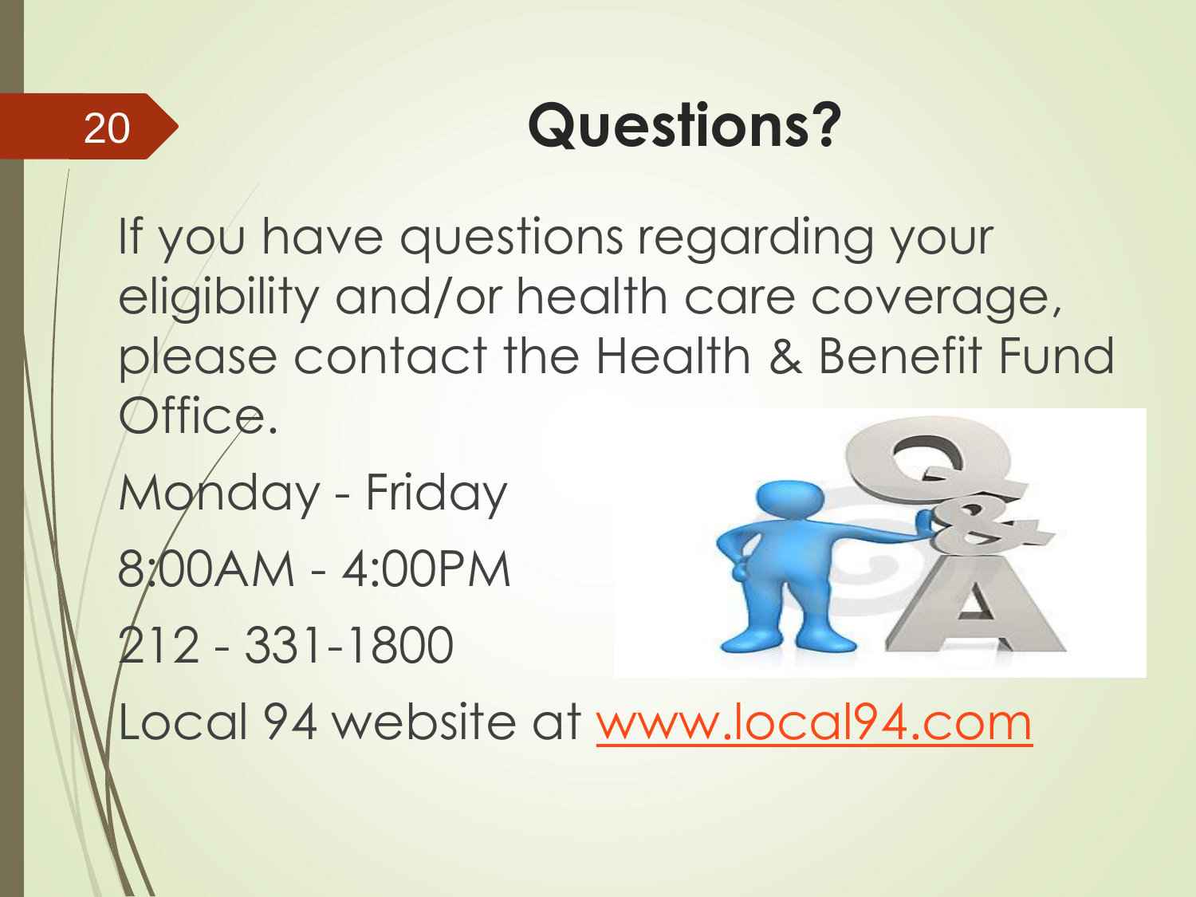# Questions?

If you have questions regarding your eligibility and/or health care coverage, please contact the Health & Benefit Fund Office.

Monday - Friday

8:00AM - 4:00PM

212 - 331-1800

Local 94 website at [www.local94.com](http://www.local94.com)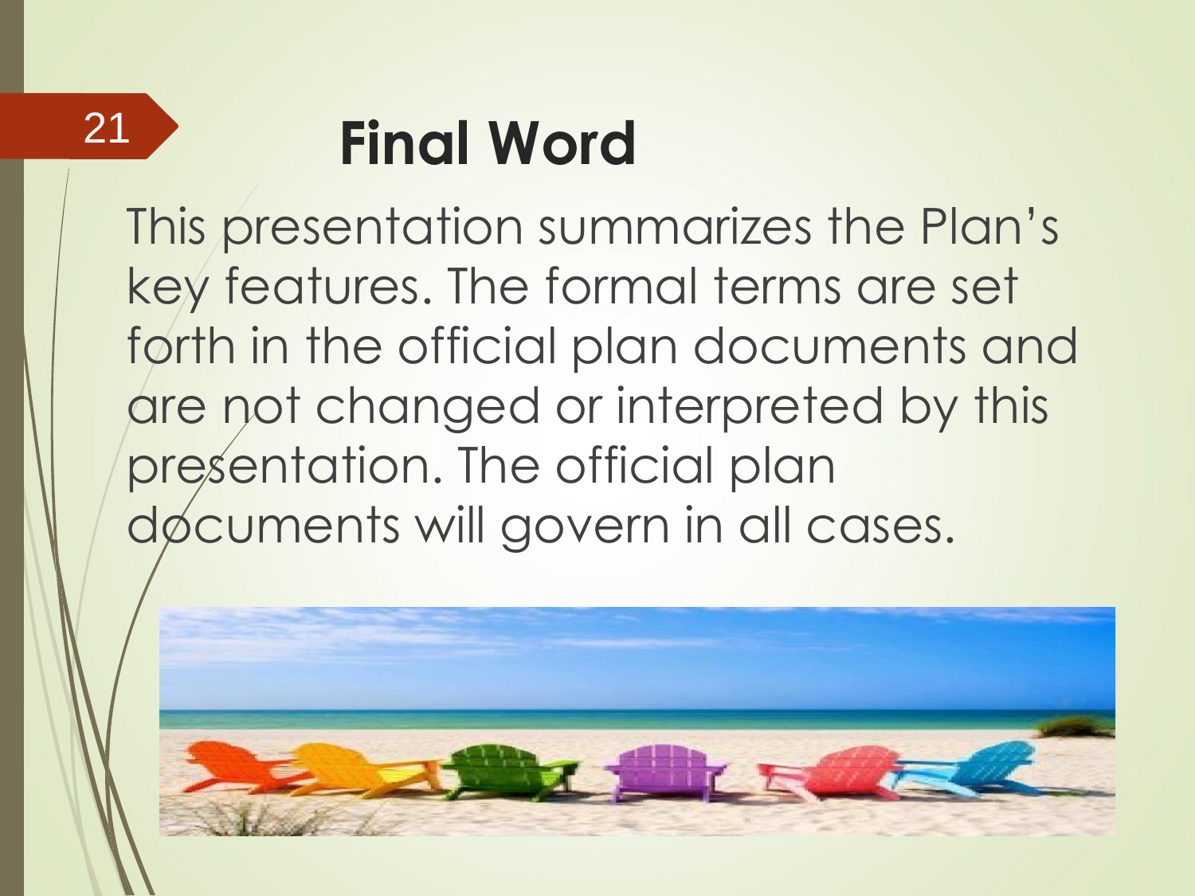# Final Word

This presentation summarizes the Plan's key features. The formal terms are set forth in the official plan documents and are not changed or interpreted by this presentation. The official plan documents will govern in all cases.